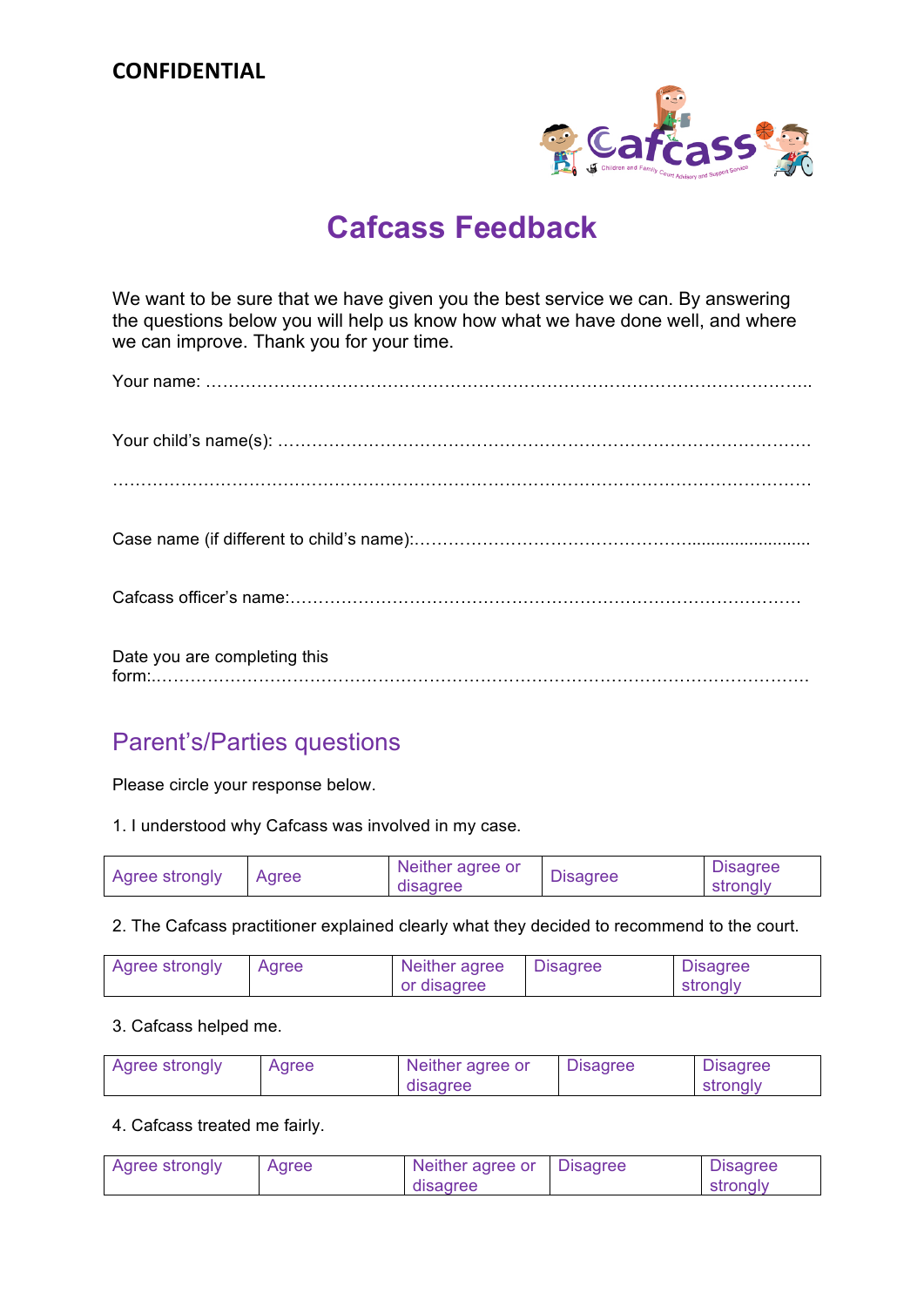**CONFIDENTIAL**

# Cafcass Feedback

We want to be sure that we have given you the best service we can. By answering the questions below you will help us know how what we have done well, and where we can improve. Thank you for your time.

Your name: ……………………………………………………………………………………………..

Your child's name(s): …………………………………………………………………………………

…………………………………………………………………………………………………………

Case name (if different to child's name):……………………………………………………………

Cafcass officer's name:………………………………………………………………………………

Date you are completing this form:…………………………………………………………………

## Parent's/Parties questions

Please circle your response below.

1. I understood why Cafcass was involved in my case.

| Agree strongly | Agree | Neither agree or disagree | Disagree | Disagree strongly |
|---|---|---|---|---|

2. The Cafcass practitioner explained clearly what they decided to recommend to the court.

| Agree strongly | Agree | Neither agree or disagree | Disagree | Disagree strongly |
|---|---|---|---|---|

3. Cafcass helped me.

| Agree strongly | Agree | Neither agree or disagree | Disagree | Disagree strongly |
|---|---|---|---|---|

4. Cafcass treated me fairly.

| Agree strongly | Agree | Neither agree or disagree | Disagree | Disagree strongly |
|---|---|---|---|---|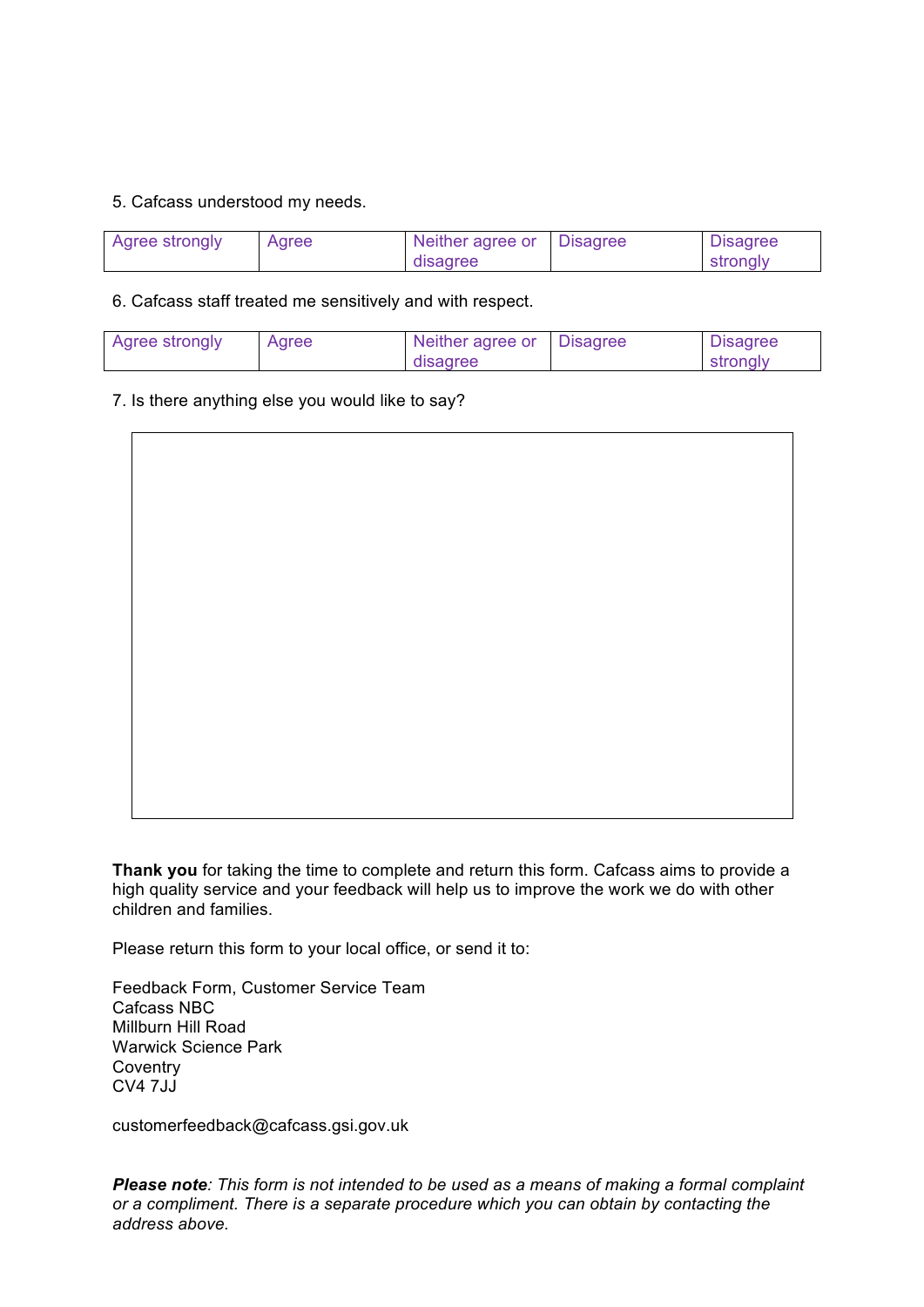5. Cafcass understood my needs.

| | | | | |
|---|---|---|---|---|
| Agree strongly | Agree | Neither agree or disagree | Disagree | Disagree strongly |

6. Cafcass staff treated me sensitively and with respect.

| | | | | |
|---|---|---|---|---|
| Agree strongly | Agree | Neither agree or disagree | Disagree | Disagree strongly |

7. Is there anything else you would like to say?

| |
|---|
| |

**Thank you** for taking the time to complete and return this form. Cafcass aims to provide a high quality service and your feedback will help us to improve the work we do with other children and families.

Please return this form to your local office, or send it to:

Feedback Form, Customer Service Team
Cafcass NBC
Millburn Hill Road
Warwick Science Park
Coventry
CV4 7JJ

customerfeedback@cafcass.gsi.gov.uk

***Please note**: This form is not intended to be used as a means of making a formal complaint or a compliment. There is a separate procedure which you can obtain by contacting the address above.*